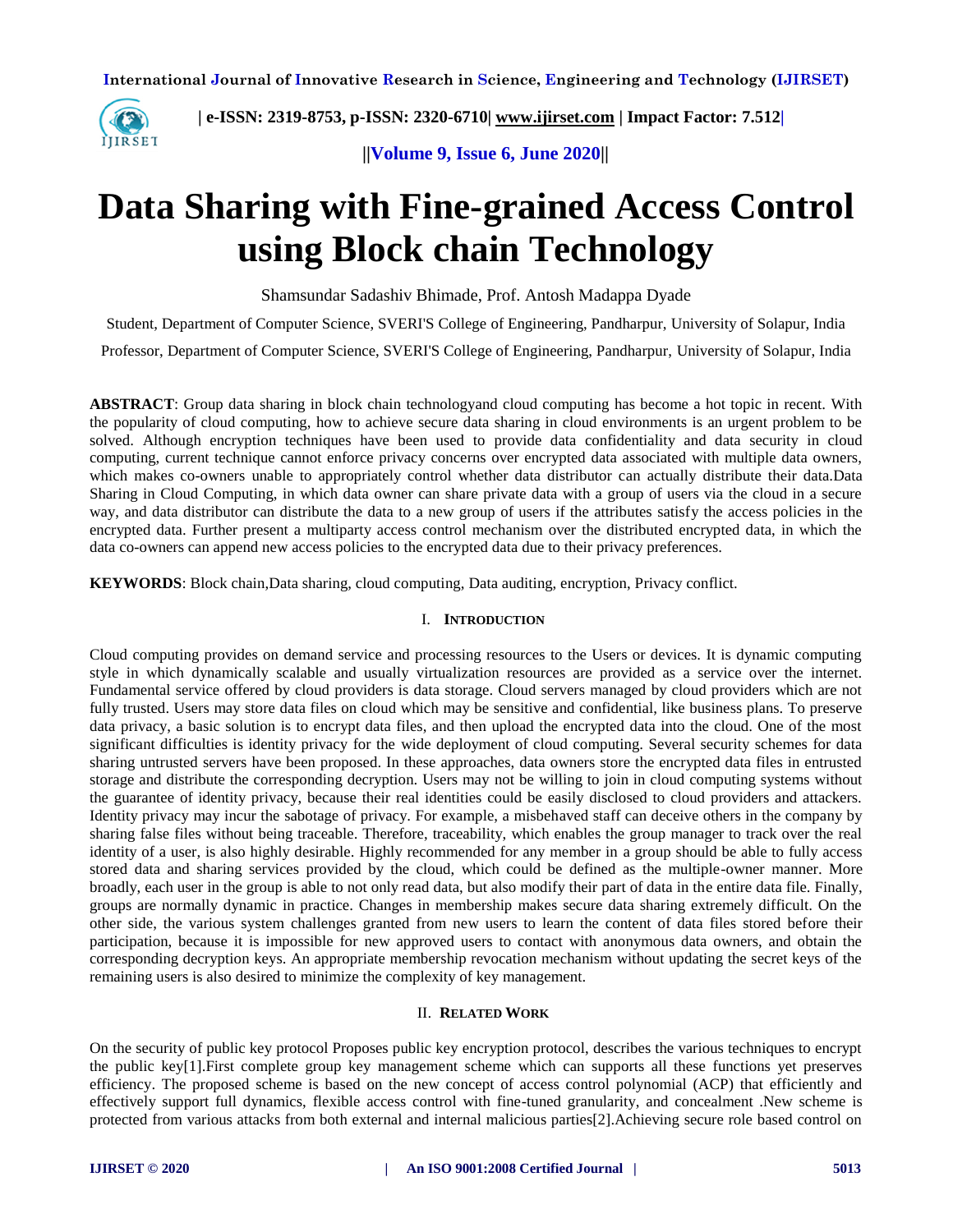# Data Sharing with Fine-grained Access Control using Block chain Technology

Shamsundar Sadashiv Bhimade, Prof. Antosh Madappa Dyade

Student, Department of Computer Science, SVERI'S College of Engineering, Pandharpur, University of Solapur, India

Professor, Department of Computer Science, SVERI'S College of Engineering, Pandharpur, University of Solapur, India

**ABSTRACT**: Group data sharing in block chain technologyand cloud computing has become a hot topic in recent. With the popularity of cloud computing, how to achieve secure data sharing in cloud environments is an urgent problem to be solved. Although encryption techniques have been used to provide data confidentiality and data security in cloud computing, current technique cannot enforce privacy concerns over encrypted data associated with multiple data owners, which makes co-owners unable to appropriately control whether data distributor can actually distribute their data.Data Sharing in Cloud Computing, in which data owner can share private data with a group of users via the cloud in a secure way, and data distributor can distribute the data to a new group of users if the attributes satisfy the access policies in the encrypted data. Further present a multiparty access control mechanism over the distributed encrypted data, in which the data co-owners can append new access policies to the encrypted data due to their privacy preferences.

**KEYWORDS**: Block chain,Data sharing, cloud computing, Data auditing, encryption, Privacy conflict.

## I. Introduction

Cloud computing provides on demand service and processing resources to the Users or devices. It is dynamic computing style in which dynamically scalable and usually virtualization resources are provided as a service over the internet. Fundamental service offered by cloud providers is data storage. Cloud servers managed by cloud providers which are not fully trusted. Users may store data files on cloud which may be sensitive and confidential, like business plans. To preserve data privacy, a basic solution is to encrypt data files, and then upload the encrypted data into the cloud. One of the most significant difficulties is identity privacy for the wide deployment of cloud computing. Several security schemes for data sharing untrusted servers have been proposed. In these approaches, data owners store the encrypted data files in entrusted storage and distribute the corresponding decryption. Users may not be willing to join in cloud computing systems without the guarantee of identity privacy, because their real identities could be easily disclosed to cloud providers and attackers. Identity privacy may incur the sabotage of privacy. For example, a misbehaved staff can deceive others in the company by sharing false files without being traceable. Therefore, traceability, which enables the group manager to track over the real identity of a user, is also highly desirable. Highly recommended for any member in a group should be able to fully access stored data and sharing services provided by the cloud, which could be defined as the multiple-owner manner. More broadly, each user in the group is able to not only read data, but also modify their part of data in the entire data file. Finally, groups are normally dynamic in practice. Changes in membership makes secure data sharing extremely difficult. On the other side, the various system challenges granted from new users to learn the content of data files stored before their participation, because it is impossible for new approved users to contact with anonymous data owners, and obtain the corresponding decryption keys. An appropriate membership revocation mechanism without updating the secret keys of the remaining users is also desired to minimize the complexity of key management.

## II. Related Work

On the security of public key protocol Proposes public key encryption protocol, describes the various techniques to encrypt the public key[1].First complete group key management scheme which can supports all these functions yet preserves efficiency. The proposed scheme is based on the new concept of access control polynomial (ACP) that efficiently and effectively support full dynamics, flexible access control with fine-tuned granularity, and concealment .New scheme is protected from various attacks from both external and internal malicious parties[2].Achieving secure role based control on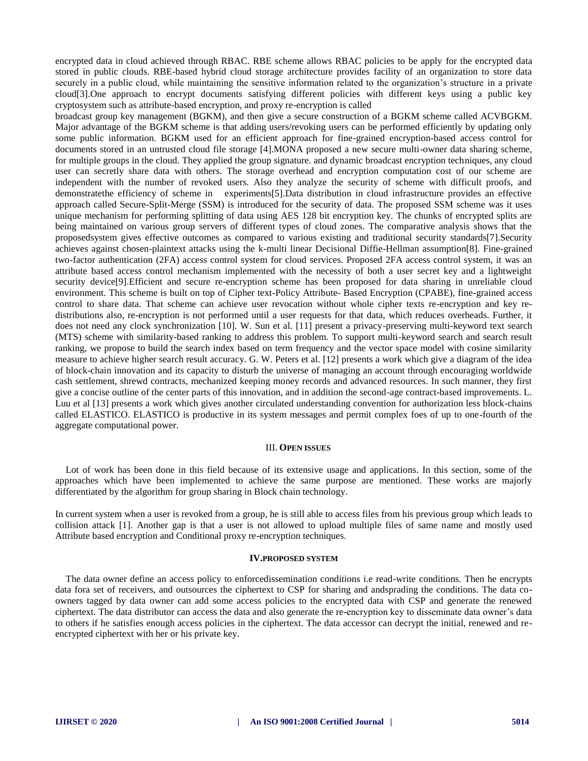encrypted data in cloud achieved through RBAC. RBE scheme allows RBAC policies to be apply for the encrypted data stored in public clouds. RBE-based hybrid cloud storage architecture provides facility of an organization to store data securely in a public cloud, while maintaining the sensitive information related to the organization's structure in a private cloud[3].One approach to encrypt documents satisfying different policies with different keys using a public key cryptosystem such as attribute-based encryption, and proxy re-encryption is called

broadcast group key management (BGKM), and then give a secure construction of a BGKM scheme called ACVBGKM. Major advantage of the BGKM scheme is that adding users/revoking users can be performed efficiently by updating only some public information. BGKM used for an efficient approach for fine-grained encryption-based access control for documents stored in an untrusted cloud file storage [4].MONA proposed a new secure multi-owner data sharing scheme, for multiple groups in the cloud. They applied the group signature. and dynamic broadcast encryption techniques, any cloud user can secretly share data with others. The storage overhead and encryption computation cost of our scheme are independent with the number of revoked users. Also they analyze the security of scheme with difficult proofs, and demonstratethe efficiency of scheme in experiments[5].Data distribution in cloud infrastructure provides an effective approach called Secure-Split-Merge (SSM) is introduced for the security of data. The proposed SSM scheme was it uses unique mechanism for performing splitting of data using AES 128 bit encryption key. The chunks of encrypted splits are being maintained on various group servers of different types of cloud zones. The comparative analysis shows that the proposedsystem gives effective outcomes as compared to various existing and traditional security standards[7].Security achieves against chosen-plaintext attacks using the k-multi linear Decisional Diffie-Hellman assumption[8]. Fine-grained two-factor authentication (2FA) access control system for cloud services. Proposed 2FA access control system, it was an attribute based access control mechanism implemented with the necessity of both a user secret key and a lightweight security device[9].Efficient and secure re-encryption scheme has been proposed for data sharing in unreliable cloud environment. This scheme is built on top of Cipher text-Policy Attribute- Based Encryption (CPABE), fine-grained access control to share data. That scheme can achieve user revocation without whole cipher texts re-encryption and key re-distributions also, re-encryption is not performed until a user requests for that data, which reduces overheads. Further, it does not need any clock synchronization [10]. W. Sun et al. [11] present a privacy-preserving multi-keyword text search (MTS) scheme with similarity-based ranking to address this problem. To support multi-keyword search and search result ranking, we propose to build the search index based on term frequency and the vector space model with cosine similarity measure to achieve higher search result accuracy. G. W. Peters et al. [12] presents a work which give a diagram of the idea of block-chain innovation and its capacity to disturb the universe of managing an account through encouraging worldwide cash settlement, shrewd contracts, mechanized keeping money records and advanced resources. In such manner, they first give a concise outline of the center parts of this innovation, and in addition the second-age contract-based improvements. L. Luu et al [13] presents a work which gives another circulated understanding convention for authorization less block-chains called ELASTICO. ELASTICO is productive in its system messages and permit complex foes of up to one-fourth of the aggregate computational power.

## III. OPEN ISSUES

Lot of work has been done in this field because of its extensive usage and applications. In this section, some of the approaches which have been implemented to achieve the same purpose are mentioned. These works are majorly differentiated by the algorithm for group sharing in Block chain technology.

In current system when a user is revoked from a group, he is still able to access files from his previous group which leads to collision attack [1]. Another gap is that a user is not allowed to upload multiple files of same name and mostly used Attribute based encryption and Conditional proxy re-encryption techniques.

## IV.PROPOSED SYSTEM

The data owner define an access policy to enforcedissemination conditions i.e read-write conditions. Then he encrypts data fora set of receivers, and outsources the ciphertext to CSP for sharing and andsprading the conditions. The data co-owners tagged by data owner can add some access policies to the encrypted data with CSP and generate the renewed ciphertext. The data distributor can access the data and also generate the re-encryption key to disseminate data owner's data to others if he satisfies enough access policies in the ciphertext. The data accessor can decrypt the initial, renewed and re-encrypted ciphertext with her or his private key.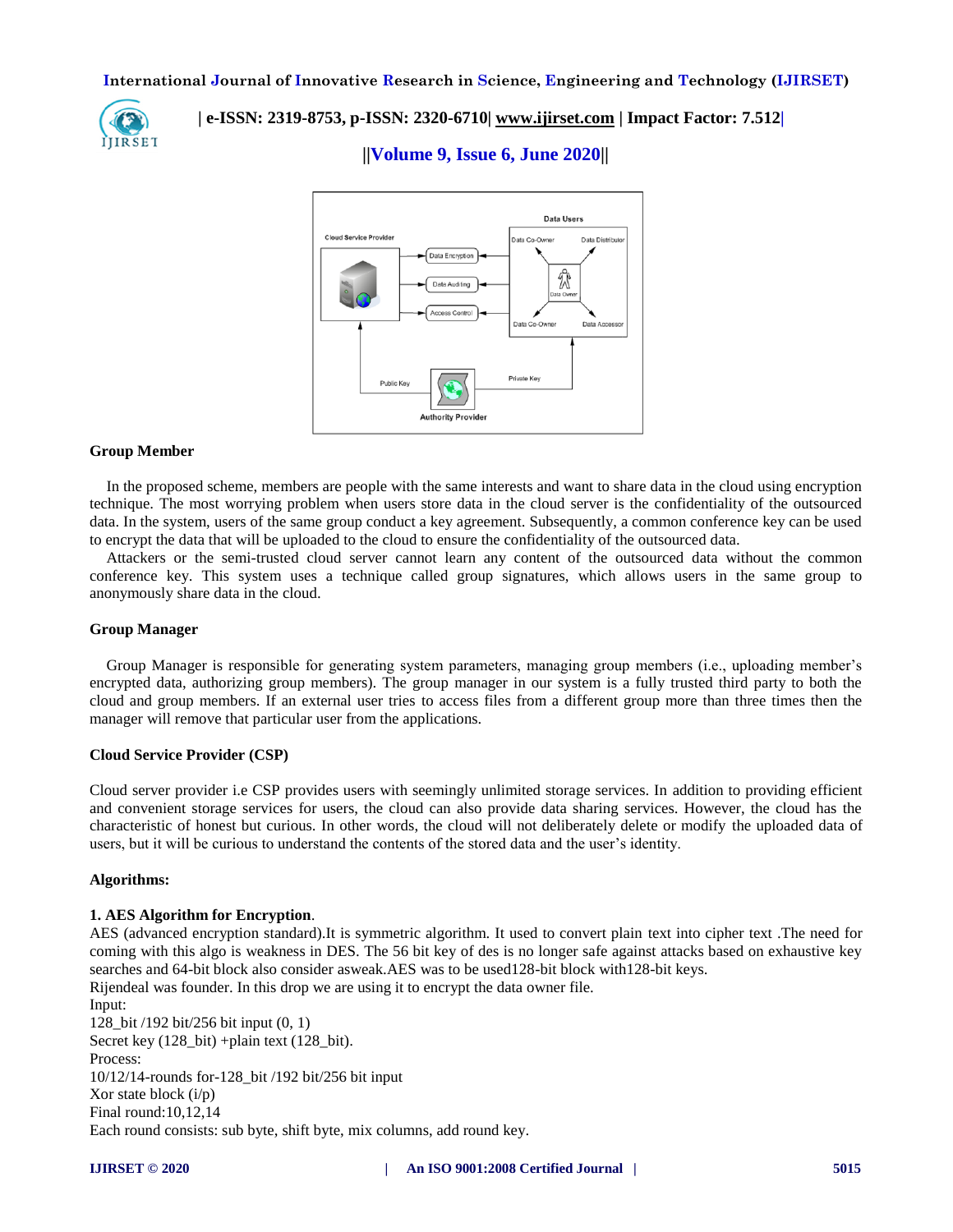Data Users

Cloud Service Provider

Data Encryption

Data Auditing

Access Control

Data Co-Owner

Data Distributor

Data Owner

Data Co-Owner

Data Accessor

Public Key

Private Key

Authority Provider

### Group Member

In the proposed scheme, members are people with the same interests and want to share data in the cloud using encryption technique. The most worrying problem when users store data in the cloud server is the confidentiality of the outsourced data. In the system, users of the same group conduct a key agreement. Subsequently, a common conference key can be used to encrypt the data that will be uploaded to the cloud to ensure the confidentiality of the outsourced data.

Attackers or the semi-trusted cloud server cannot learn any content of the outsourced data without the common conference key. This system uses a technique called group signatures, which allows users in the same group to anonymously share data in the cloud.

### Group Manager

Group Manager is responsible for generating system parameters, managing group members (i.e., uploading member's encrypted data, authorizing group members). The group manager in our system is a fully trusted third party to both the cloud and group members. If an external user tries to access files from a different group more than three times then the manager will remove that particular user from the applications.

### Cloud Service Provider (CSP)

Cloud server provider i.e CSP provides users with seemingly unlimited storage services. In addition to providing efficient and convenient storage services for users, the cloud can also provide data sharing services. However, the cloud has the characteristic of honest but curious. In other words, the cloud will not deliberately delete or modify the uploaded data of users, but it will be curious to understand the contents of the stored data and the user's identity.

### Algorithms:

**1. AES Algorithm for Encryption**.

AES (advanced encryption standard).It is symmetric algorithm. It used to convert plain text into cipher text .The need for coming with this algo is weakness in DES. The 56 bit key of des is no longer safe against attacks based on exhaustive key searches and 64-bit block also consider asweak.AES was to be used128-bit block with128-bit keys.

Rijendeal was founder. In this drop we are using it to encrypt the data owner file.

Input:

128_bit /192 bit/256 bit input (0, 1)

Secret key (128_bit) +plain text (128_bit).

Process:

10/12/14-rounds for-128_bit /192 bit/256 bit input

Xor state block (i/p)

Final round:10,12,14

Each round consists: sub byte, shift byte, mix columns, add round key.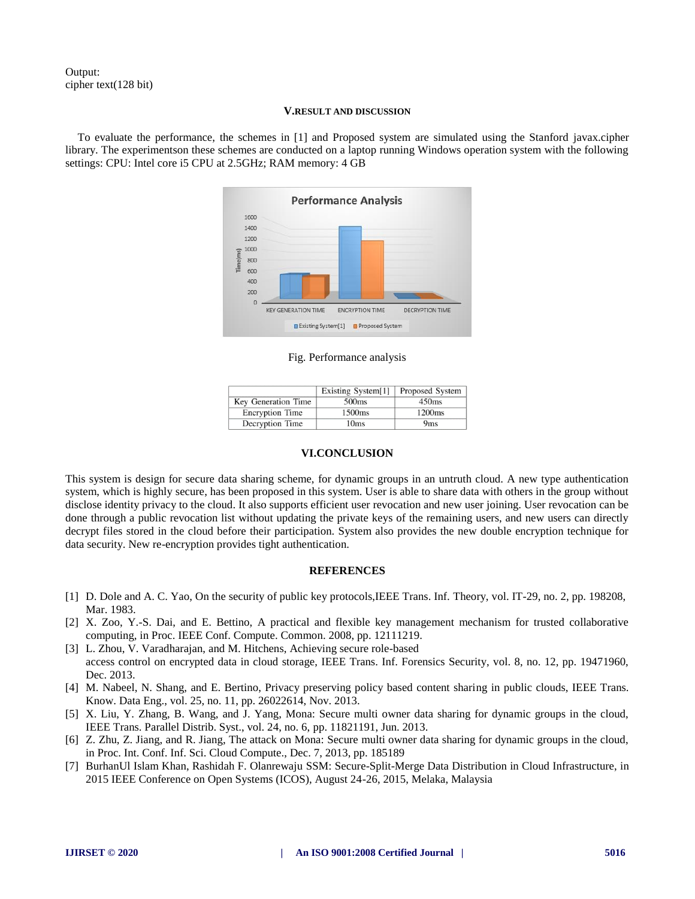Output:
cipher text(128 bit)

## V.RESULT AND DISCUSSION

To evaluate the performance, the schemes in [1] and Proposed system are simulated using the Stanford javax.cipher library. The experimentson these schemes are conducted on a laptop running Windows operation system with the following settings: CPU: Intel core i5 CPU at 2.5GHz; RAM memory: 4 GB

Performance Analysis

Time(ms)

1600
1400
1200
1000
800
600
400
200
0

KEY GENERATION TIME
ENCRYPTION TIME
DECRYPTION TIME

Existing System[1]
Proposed System

Fig. Performance analysis

| | Existing System[1] | Proposed System |
|---|---|---|
| Key Generation Time | 500ms | 450ms |
| Encryption Time | 1500ms | 1200ms |
| Decryption Time | 10ms | 9ms |

## VI.CONCLUSION

This system is design for secure data sharing scheme, for dynamic groups in an untruth cloud. A new type authentication system, which is highly secure, has been proposed in this system. User is able to share data with others in the group without disclose identity privacy to the cloud. It also supports efficient user revocation and new user joining. User revocation can be done through a public revocation list without updating the private keys of the remaining users, and new users can directly decrypt files stored in the cloud before their participation. System also provides the new double encryption technique for data security. New re-encryption provides tight authentication.

## REFERENCES

[1] D. Dole and A. C. Yao, On the security of public key protocols,IEEE Trans. Inf. Theory, vol. IT-29, no. 2, pp. 198208, Mar. 1983.

[2] X. Zoo, Y.-S. Dai, and E. Bettino, A practical and flexible key management mechanism for trusted collaborative computing, in Proc. IEEE Conf. Compute. Common. 2008, pp. 12111219.

[3] L. Zhou, V. Varadharajan, and M. Hitchens, Achieving secure role-based access control on encrypted data in cloud storage, IEEE Trans. Inf. Forensics Security, vol. 8, no. 12, pp. 19471960, Dec. 2013.

[4] M. Nabeel, N. Shang, and E. Bertino, Privacy preserving policy based content sharing in public clouds, IEEE Trans. Know. Data Eng., vol. 25, no. 11, pp. 26022614, Nov. 2013.

[5] X. Liu, Y. Zhang, B. Wang, and J. Yang, Mona: Secure multi owner data sharing for dynamic groups in the cloud, IEEE Trans. Parallel Distrib. Syst., vol. 24, no. 6, pp. 11821191, Jun. 2013.

[6] Z. Zhu, Z. Jiang, and R. Jiang, The attack on Mona: Secure multi owner data sharing for dynamic groups in the cloud, in Proc. Int. Conf. Inf. Sci. Cloud Compute., Dec. 7, 2013, pp. 185189

[7] BurhanUl Islam Khan, Rashidah F. Olanrewaju SSM: Secure-Split-Merge Data Distribution in Cloud Infrastructure, in 2015 IEEE Conference on Open Systems (ICOS), August 24-26, 2015, Melaka, Malaysia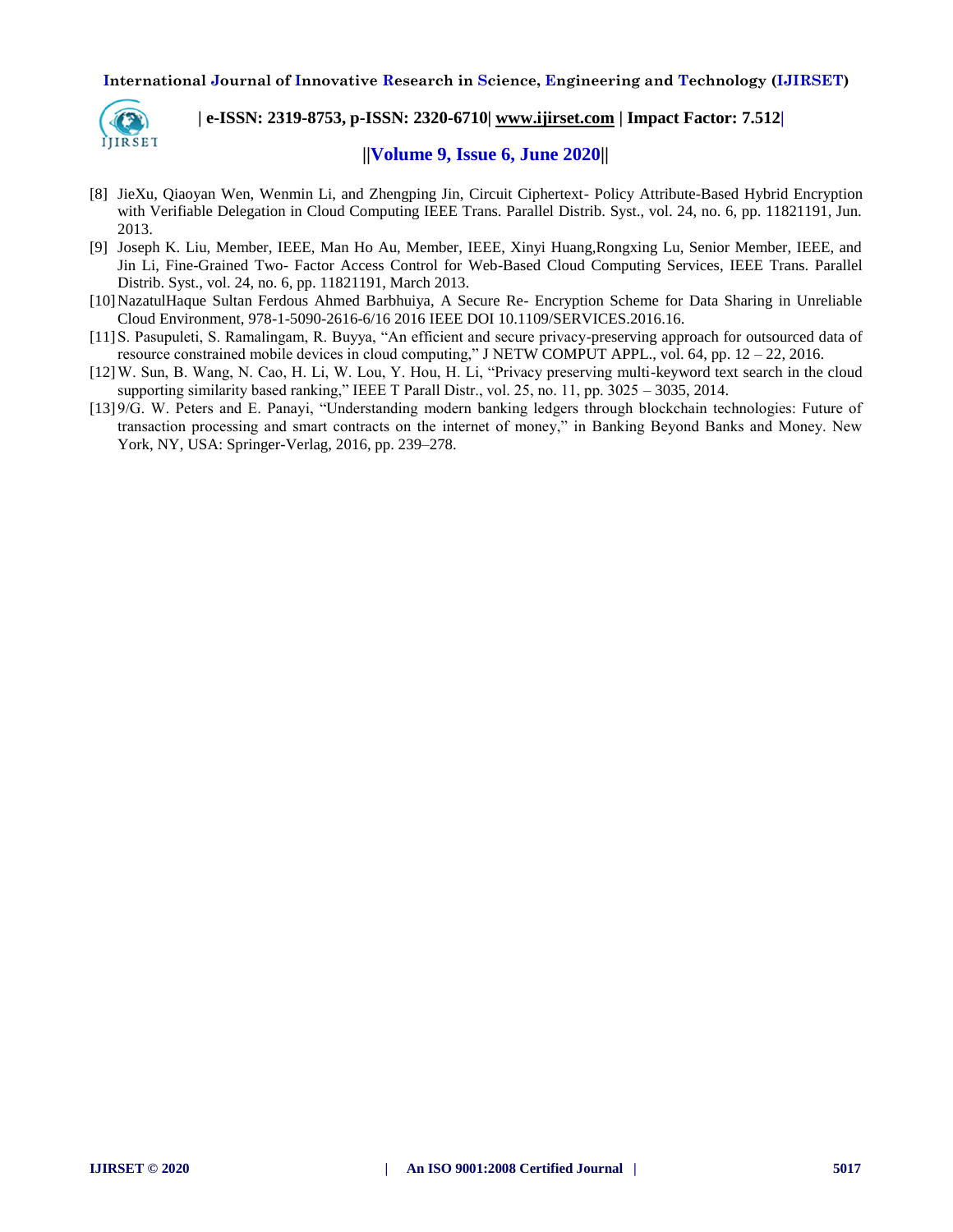[8] JieXu, Qiaoyan Wen, Wenmin Li, and Zhengping Jin, Circuit Ciphertext- Policy Attribute-Based Hybrid Encryption with Verifiable Delegation in Cloud Computing IEEE Trans. Parallel Distrib. Syst., vol. 24, no. 6, pp. 11821191, Jun. 2013.

[9] Joseph K. Liu, Member, IEEE, Man Ho Au, Member, IEEE, Xinyi Huang,Rongxing Lu, Senior Member, IEEE, and Jin Li, Fine-Grained Two- Factor Access Control for Web-Based Cloud Computing Services, IEEE Trans. Parallel Distrib. Syst., vol. 24, no. 6, pp. 11821191, March 2013.

[10] NazatulHaque Sultan Ferdous Ahmed Barbhuiya, A Secure Re- Encryption Scheme for Data Sharing in Unreliable Cloud Environment, 978-1-5090-2616-6/16 2016 IEEE DOI 10.1109/SERVICES.2016.16.

[11] S. Pasupuleti, S. Ramalingam, R. Buyya, "An efficient and secure privacy-preserving approach for outsourced data of resource constrained mobile devices in cloud computing," J NETW COMPUT APPL., vol. 64, pp. 12 – 22, 2016.

[12] W. Sun, B. Wang, N. Cao, H. Li, W. Lou, Y. Hou, H. Li, "Privacy preserving multi-keyword text search in the cloud supporting similarity based ranking," IEEE T Parall Distr., vol. 25, no. 11, pp. 3025 – 3035, 2014.

[13] 9/G. W. Peters and E. Panayi, "Understanding modern banking ledgers through blockchain technologies: Future of transaction processing and smart contracts on the internet of money," in Banking Beyond Banks and Money. New York, NY, USA: Springer-Verlag, 2016, pp. 239–278.